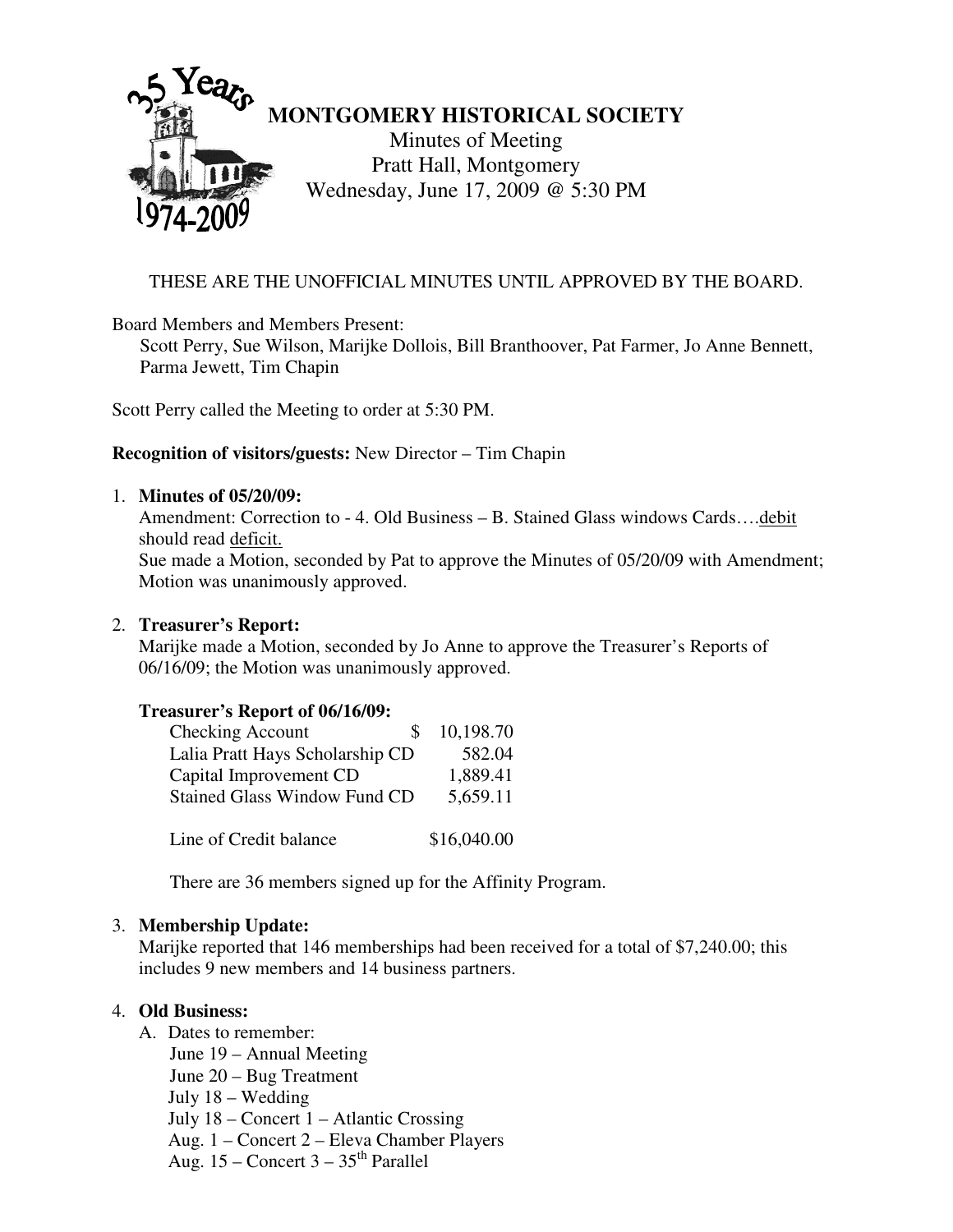# MONTGOMERY HISTORICAL SOCIETY

Minutes of Meeting
Pratt Hall, Montgomery
Wednesday, June 17, 2009 @ 5:30 PM

THESE ARE THE UNOFFICIAL MINUTES UNTIL APPROVED BY THE BOARD.

Board Members and Members Present:
Scott Perry, Sue Wilson, Marijke Dollois, Bill Branthoover, Pat Farmer, Jo Anne Bennett, Parma Jewett, Tim Chapin

Scott Perry called the Meeting to order at 5:30 PM.

**Recognition of visitors/guests:** New Director – Tim Chapin

1. **Minutes of 05/20/09:**
   Amendment: Correction to - 4. Old Business – B. Stained Glass windows Cards….debit should read deficit.
   Sue made a Motion, seconded by Pat to approve the Minutes of 05/20/09 with Amendment; Motion was unanimously approved.

2. **Treasurer's Report:**
   Marijke made a Motion, seconded by Jo Anne to approve the Treasurer's Reports of 06/16/09; the Motion was unanimously approved.

   **Treasurer's Report of 06/16/09:**

   | | |
   |---|---|
   | Checking Account | $ 10,198.70 |
   | Lalia Pratt Hays Scholarship CD | 582.04 |
   | Capital Improvement CD | 1,889.41 |
   | Stained Glass Window Fund CD | 5,659.11 |
   | Line of Credit balance | $16,040.00 |

   There are 36 members signed up for the Affinity Program.

3. **Membership Update:**
   Marijke reported that 146 memberships had been received for a total of $7,240.00; this includes 9 new members and 14 business partners.

4. **Old Business:**
   A. Dates to remember:
      June 19 – Annual Meeting
      June 20 – Bug Treatment
      July 18 – Wedding
      July 18 – Concert 1 – Atlantic Crossing
      Aug. 1 – Concert 2 – Eleva Chamber Players
      Aug. 15 – Concert 3 – 35th Parallel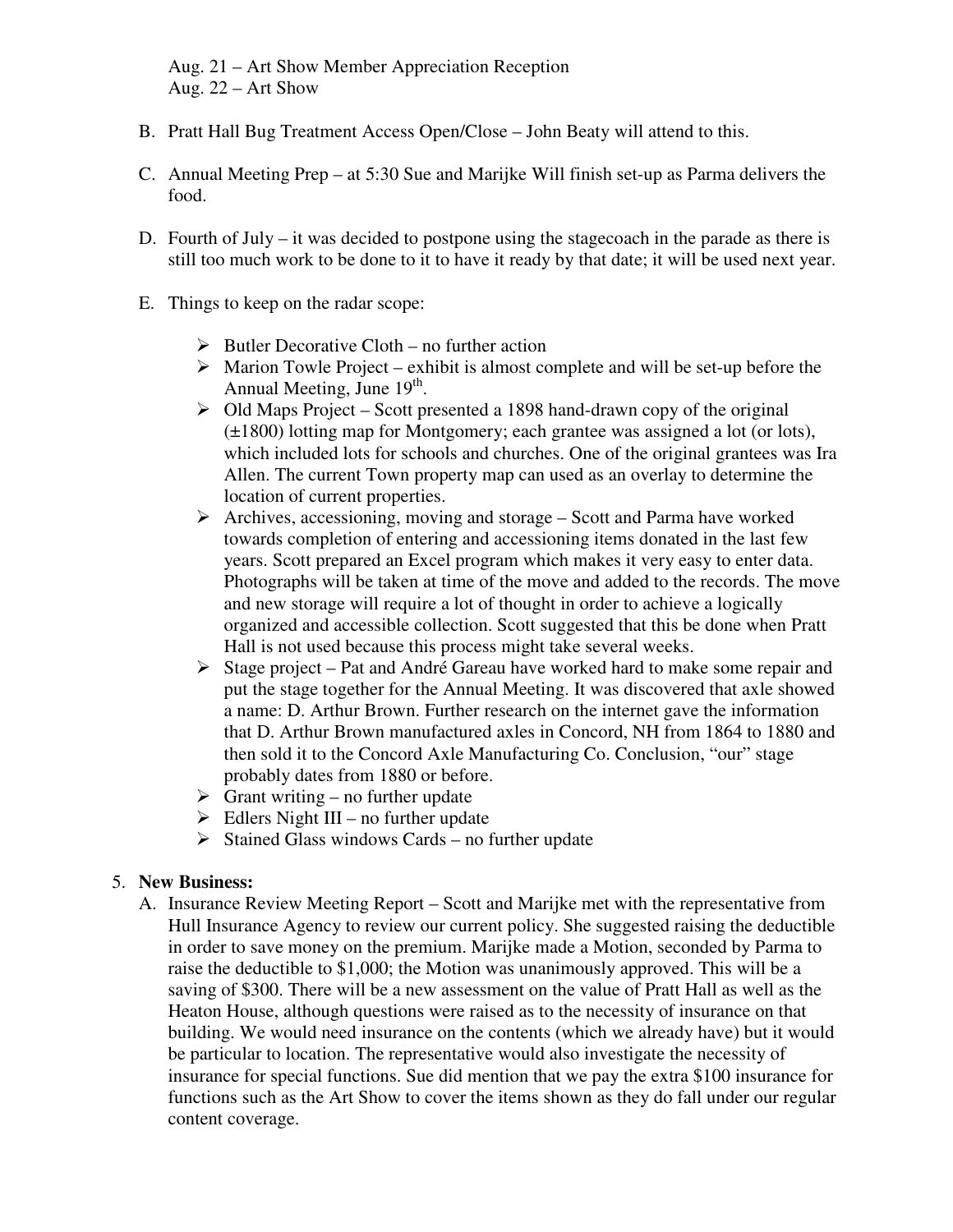Aug. 21 – Art Show Member Appreciation Reception
Aug. 22 – Art Show

B. Pratt Hall Bug Treatment Access Open/Close – John Beaty will attend to this.

C. Annual Meeting Prep – at 5:30 Sue and Marijke Will finish set-up as Parma delivers the food.

D. Fourth of July – it was decided to postpone using the stagecoach in the parade as there is still too much work to be done to it to have it ready by that date; it will be used next year.

E. Things to keep on the radar scope:

- Butler Decorative Cloth – no further action
- Marion Towle Project – exhibit is almost complete and will be set-up before the Annual Meeting, June 19th.
- Old Maps Project – Scott presented a 1898 hand-drawn copy of the original (±1800) lotting map for Montgomery; each grantee was assigned a lot (or lots), which included lots for schools and churches. One of the original grantees was Ira Allen. The current Town property map can used as an overlay to determine the location of current properties.
- Archives, accessioning, moving and storage – Scott and Parma have worked towards completion of entering and accessioning items donated in the last few years. Scott prepared an Excel program which makes it very easy to enter data. Photographs will be taken at time of the move and added to the records. The move and new storage will require a lot of thought in order to achieve a logically organized and accessible collection. Scott suggested that this be done when Pratt Hall is not used because this process might take several weeks.
- Stage project – Pat and André Gareau have worked hard to make some repair and put the stage together for the Annual Meeting. It was discovered that axle showed a name: D. Arthur Brown. Further research on the internet gave the information that D. Arthur Brown manufactured axles in Concord, NH from 1864 to 1880 and then sold it to the Concord Axle Manufacturing Co. Conclusion, "our" stage probably dates from 1880 or before.
- Grant writing – no further update
- Edlers Night III – no further update
- Stained Glass windows Cards – no further update

5. **New Business:**

A. Insurance Review Meeting Report – Scott and Marijke met with the representative from Hull Insurance Agency to review our current policy. She suggested raising the deductible in order to save money on the premium. Marijke made a Motion, seconded by Parma to raise the deductible to $1,000; the Motion was unanimously approved. This will be a saving of $300. There will be a new assessment on the value of Pratt Hall as well as the Heaton House, although questions were raised as to the necessity of insurance on that building. We would need insurance on the contents (which we already have) but it would be particular to location. The representative would also investigate the necessity of insurance for special functions. Sue did mention that we pay the extra $100 insurance for functions such as the Art Show to cover the items shown as they do fall under our regular content coverage.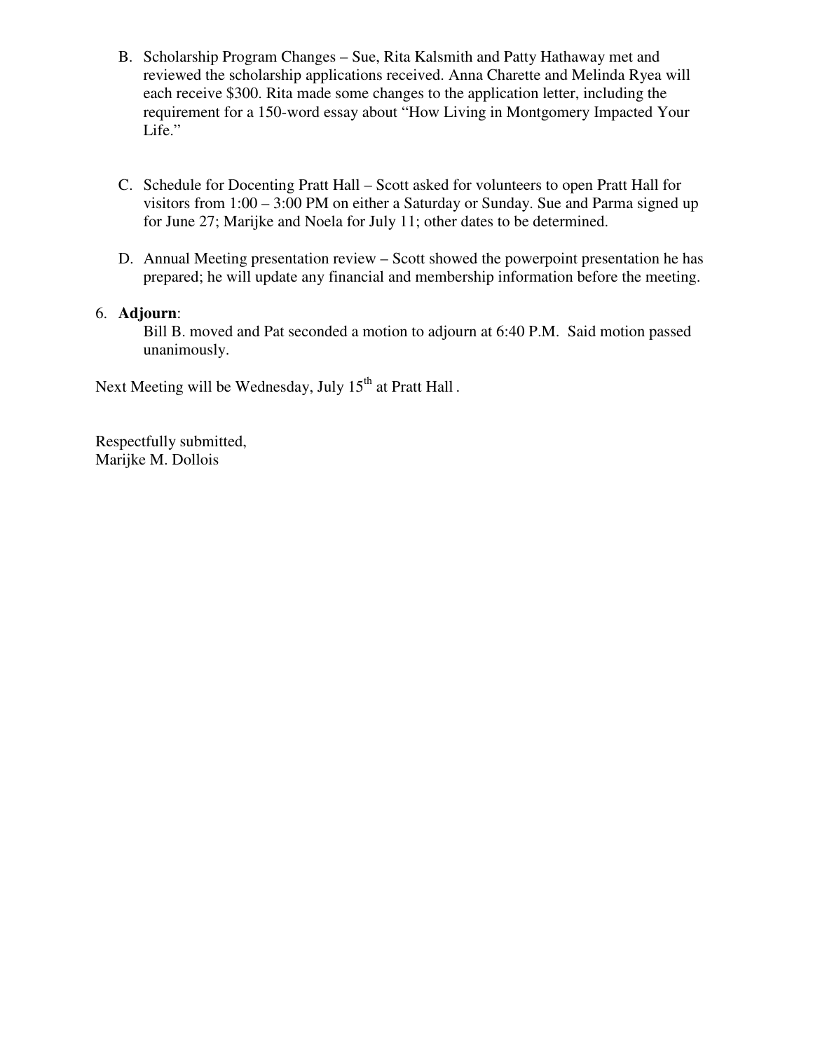B. Scholarship Program Changes – Sue, Rita Kalsmith and Patty Hathaway met and reviewed the scholarship applications received. Anna Charette and Melinda Ryea will each receive $300. Rita made some changes to the application letter, including the requirement for a 150-word essay about "How Living in Montgomery Impacted Your Life."

C. Schedule for Docenting Pratt Hall – Scott asked for volunteers to open Pratt Hall for visitors from 1:00 – 3:00 PM on either a Saturday or Sunday. Sue and Parma signed up for June 27; Marijke and Noela for July 11; other dates to be determined.

D. Annual Meeting presentation review – Scott showed the powerpoint presentation he has prepared; he will update any financial and membership information before the meeting.

6. **Adjourn**:
   Bill B. moved and Pat seconded a motion to adjourn at 6:40 P.M. Said motion passed unanimously.

Next Meeting will be Wednesday, July 15th at Pratt Hall .

Respectfully submitted,
Marijke M. Dollois